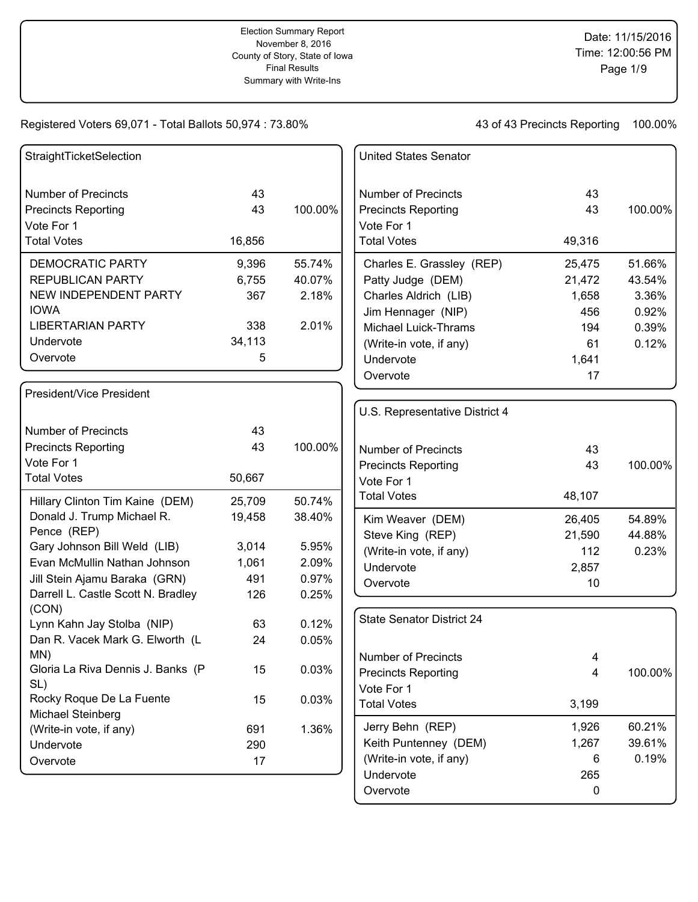Election Summary Report
November 8, 2016
County of Story, State of Iowa
Final Results
Summary with Write-Ins

Date: 11/15/2016
Time: 12:00:56 PM

Registered Voters 69,071 - Total Ballots 50,974 : 73.80%

43 of 43 Precincts Reporting 100.00%

## StraightTicketSelection

| | | |
|---|---|---|
| Number of Precincts | 43 | |
| Precincts Reporting | 43 | 100.00% |
| Vote For 1 | | |
| Total Votes | 16,856 | |
| DEMOCRATIC PARTY | 9,396 | 55.74% |
| REPUBLICAN PARTY | 6,755 | 40.07% |
| NEW INDEPENDENT PARTY IOWA | 367 | 2.18% |
| LIBERTARIAN PARTY | 338 | 2.01% |
| Undervote | 34,113 | |
| Overvote | 5 | |

## President/Vice President

| | | |
|---|---|---|
| Number of Precincts | 43 | |
| Precincts Reporting | 43 | 100.00% |
| Vote For 1 | | |
| Total Votes | 50,667 | |
| Hillary Clinton Tim Kaine (DEM) | 25,709 | 50.74% |
| Donald J. Trump Michael R. Pence (REP) | 19,458 | 38.40% |
| Gary Johnson Bill Weld (LIB) | 3,014 | 5.95% |
| Evan McMullin Nathan Johnson | 1,061 | 2.09% |
| Jill Stein Ajamu Baraka (GRN) | 491 | 0.97% |
| Darrell L. Castle Scott N. Bradley (CON) | 126 | 0.25% |
| Lynn Kahn Jay Stolba (NIP) | 63 | 0.12% |
| Dan R. Vacek Mark G. Elworth (L MN) | 24 | 0.05% |
| Gloria La Riva Dennis J. Banks (P SL) | 15 | 0.03% |
| Rocky Roque De La Fuente Michael Steinberg | 15 | 0.03% |
| (Write-in vote, if any) | 691 | 1.36% |
| Undervote | 290 | |
| Overvote | 17 | |

## United States Senator

| | | |
|---|---|---|
| Number of Precincts | 43 | |
| Precincts Reporting | 43 | 100.00% |
| Vote For 1 | | |
| Total Votes | 49,316 | |
| Charles E. Grassley (REP) | 25,475 | 51.66% |
| Patty Judge (DEM) | 21,472 | 43.54% |
| Charles Aldrich (LIB) | 1,658 | 3.36% |
| Jim Hennager (NIP) | 456 | 0.92% |
| Michael Luick-Thrams | 194 | 0.39% |
| (Write-in vote, if any) | 61 | 0.12% |
| Undervote | 1,641 | |
| Overvote | 17 | |

## U.S. Representative District 4

| | | |
|---|---|---|
| Number of Precincts | 43 | |
| Precincts Reporting | 43 | 100.00% |
| Vote For 1 | | |
| Total Votes | 48,107 | |
| Kim Weaver (DEM) | 26,405 | 54.89% |
| Steve King (REP) | 21,590 | 44.88% |
| (Write-in vote, if any) | 112 | 0.23% |
| Undervote | 2,857 | |
| Overvote | 10 | |

## State Senator District 24

| | | |
|---|---|---|
| Number of Precincts | 4 | |
| Precincts Reporting | 4 | 100.00% |
| Vote For 1 | | |
| Total Votes | 3,199 | |
| Jerry Behn (REP) | 1,926 | 60.21% |
| Keith Puntenney (DEM) | 1,267 | 39.61% |
| (Write-in vote, if any) | 6 | 0.19% |
| Undervote | 265 | |
| Overvote | 0 | |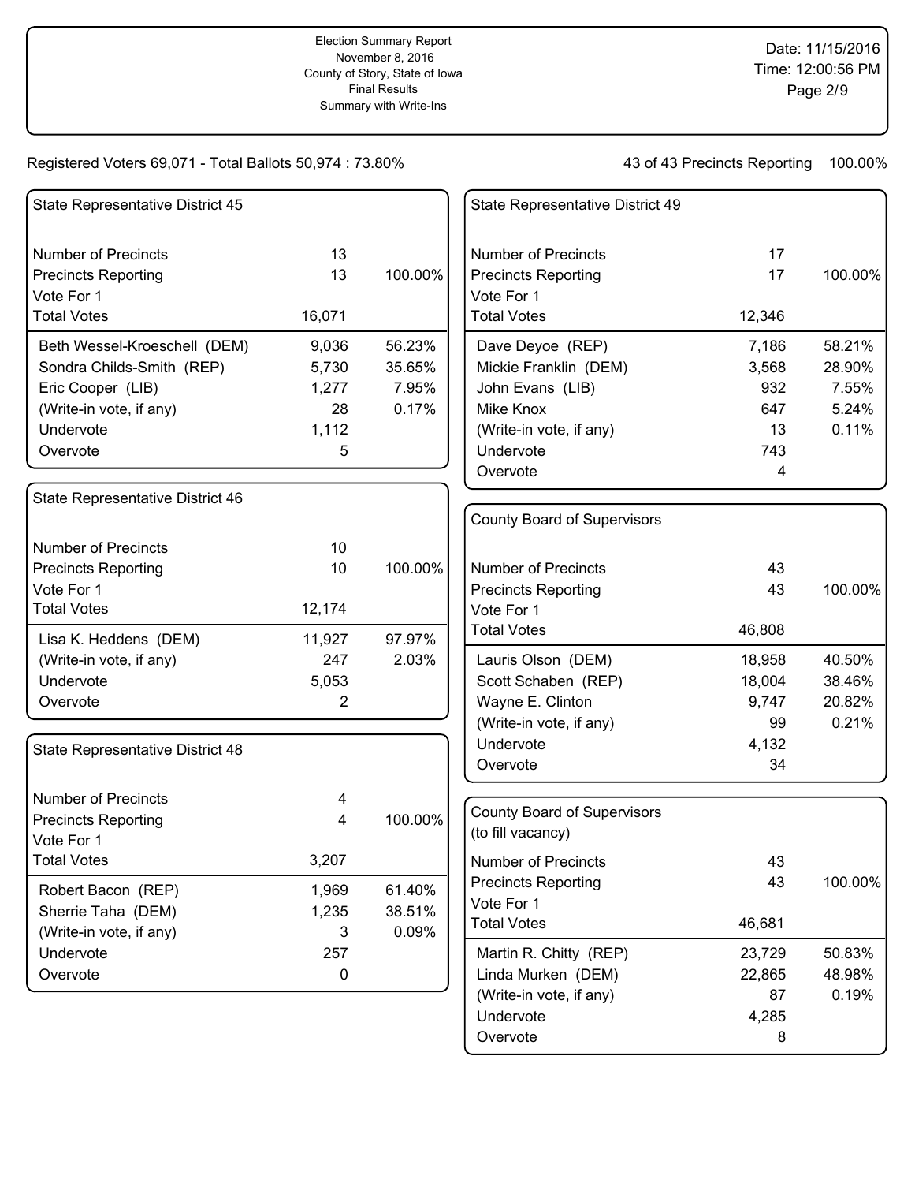Election Summary Report
November 8, 2016
County of Story, State of Iowa
Final Results
Summary with Write-Ins

Date: 11/15/2016
Time: 12:00:56 PM

Registered Voters 69,071 - Total Ballots 50,974 : 73.80%

43 of 43 Precincts Reporting 100.00%

## State Representative District 45

| | | |
|---|---|---|
| Number of Precincts | 13 | |
| Precincts Reporting | 13 | 100.00% |
| Vote For 1 | | |
| Total Votes | 16,071 | |
| Beth Wessel-Kroeschell (DEM) | 9,036 | 56.23% |
| Sondra Childs-Smith (REP) | 5,730 | 35.65% |
| Eric Cooper (LIB) | 1,277 | 7.95% |
| (Write-in vote, if any) | 28 | 0.17% |
| Undervote | 1,112 | |
| Overvote | 5 | |

## State Representative District 46

| | | |
|---|---|---|
| Number of Precincts | 10 | |
| Precincts Reporting | 10 | 100.00% |
| Vote For 1 | | |
| Total Votes | 12,174 | |
| Lisa K. Heddens (DEM) | 11,927 | 97.97% |
| (Write-in vote, if any) | 247 | 2.03% |
| Undervote | 5,053 | |
| Overvote | 2 | |

## State Representative District 48

| | | |
|---|---|---|
| Number of Precincts | 4 | |
| Precincts Reporting | 4 | 100.00% |
| Vote For 1 | | |
| Total Votes | 3,207 | |
| Robert Bacon (REP) | 1,969 | 61.40% |
| Sherrie Taha (DEM) | 1,235 | 38.51% |
| (Write-in vote, if any) | 3 | 0.09% |
| Undervote | 257 | |
| Overvote | 0 | |

## State Representative District 49

| | | |
|---|---|---|
| Number of Precincts | 17 | |
| Precincts Reporting | 17 | 100.00% |
| Vote For 1 | | |
| Total Votes | 12,346 | |
| Dave Deyoe (REP) | 7,186 | 58.21% |
| Mickie Franklin (DEM) | 3,568 | 28.90% |
| John Evans (LIB) | 932 | 7.55% |
| Mike Knox | 647 | 5.24% |
| (Write-in vote, if any) | 13 | 0.11% |
| Undervote | 743 | |
| Overvote | 4 | |

## County Board of Supervisors

| | | |
|---|---|---|
| Number of Precincts | 43 | |
| Precincts Reporting | 43 | 100.00% |
| Vote For 1 | | |
| Total Votes | 46,808 | |
| Lauris Olson (DEM) | 18,958 | 40.50% |
| Scott Schaben (REP) | 18,004 | 38.46% |
| Wayne E. Clinton | 9,747 | 20.82% |
| (Write-in vote, if any) | 99 | 0.21% |
| Undervote | 4,132 | |
| Overvote | 34 | |

## County Board of Supervisors (to fill vacancy)

| | | |
|---|---|---|
| Number of Precincts | 43 | |
| Precincts Reporting | 43 | 100.00% |
| Vote For 1 | | |
| Total Votes | 46,681 | |
| Martin R. Chitty (REP) | 23,729 | 50.83% |
| Linda Murken (DEM) | 22,865 | 48.98% |
| (Write-in vote, if any) | 87 | 0.19% |
| Undervote | 4,285 | |
| Overvote | 8 | |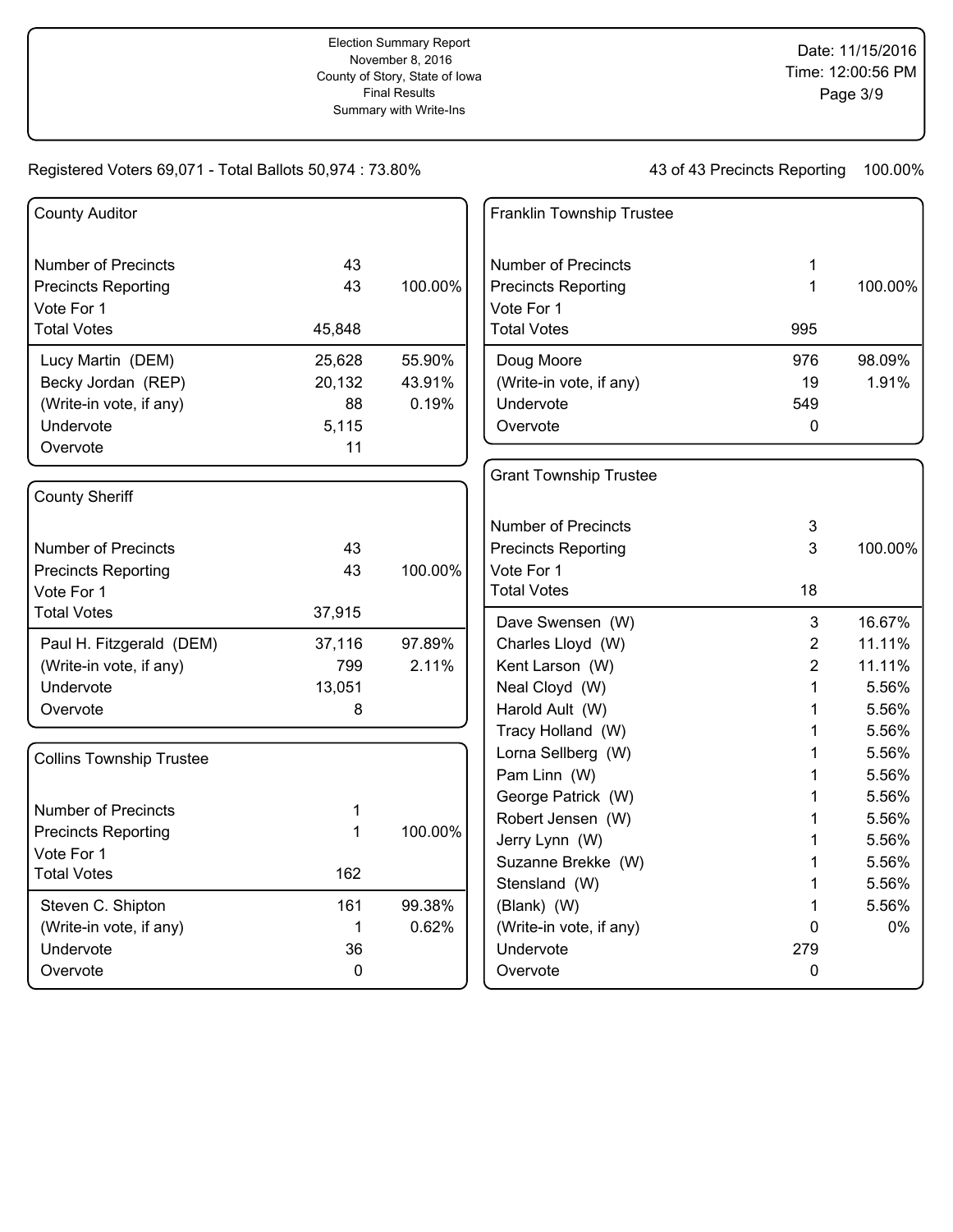Election Summary Report
November 8, 2016
County of Story, State of Iowa
Final Results
Summary with Write-Ins

Date: 11/15/2016
Time: 12:00:56 PM

Registered Voters 69,071 - Total Ballots 50,974 : 73.80%

43 of 43 Precincts Reporting 100.00%

## County Auditor

| | | |
|---|---|---|
| Number of Precincts | 43 | |
| Precincts Reporting | 43 | 100.00% |
| Vote For 1 | | |
| Total Votes | 45,848 | |
| Lucy Martin (DEM) | 25,628 | 55.90% |
| Becky Jordan (REP) | 20,132 | 43.91% |
| (Write-in vote, if any) | 88 | 0.19% |
| Undervote | 5,115 | |
| Overvote | 11 | |

## County Sheriff

| | | |
|---|---|---|
| Number of Precincts | 43 | |
| Precincts Reporting | 43 | 100.00% |
| Vote For 1 | | |
| Total Votes | 37,915 | |
| Paul H. Fitzgerald (DEM) | 37,116 | 97.89% |
| (Write-in vote, if any) | 799 | 2.11% |
| Undervote | 13,051 | |
| Overvote | 8 | |

## Collins Township Trustee

| | | |
|---|---|---|
| Number of Precincts | 1 | |
| Precincts Reporting | 1 | 100.00% |
| Vote For 1 | | |
| Total Votes | 162 | |
| Steven C. Shipton | 161 | 99.38% |
| (Write-in vote, if any) | 1 | 0.62% |
| Undervote | 36 | |
| Overvote | 0 | |

## Franklin Township Trustee

| | | |
|---|---|---|
| Number of Precincts | 1 | |
| Precincts Reporting | 1 | 100.00% |
| Vote For 1 | | |
| Total Votes | 995 | |
| Doug Moore | 976 | 98.09% |
| (Write-in vote, if any) | 19 | 1.91% |
| Undervote | 549 | |
| Overvote | 0 | |

## Grant Township Trustee

| | | |
|---|---|---|
| Number of Precincts | 3 | |
| Precincts Reporting | 3 | 100.00% |
| Vote For 1 | | |
| Total Votes | 18 | |
| Dave Swensen (W) | 3 | 16.67% |
| Charles Lloyd (W) | 2 | 11.11% |
| Kent Larson (W) | 2 | 11.11% |
| Neal Cloyd (W) | 1 | 5.56% |
| Harold Ault (W) | 1 | 5.56% |
| Tracy Holland (W) | 1 | 5.56% |
| Lorna Sellberg (W) | 1 | 5.56% |
| Pam Linn (W) | 1 | 5.56% |
| George Patrick (W) | 1 | 5.56% |
| Robert Jensen (W) | 1 | 5.56% |
| Jerry Lynn (W) | 1 | 5.56% |
| Suzanne Brekke (W) | 1 | 5.56% |
| Stensland (W) | 1 | 5.56% |
| (Blank) (W) | 1 | 5.56% |
| (Write-in vote, if any) | 0 | 0% |
| Undervote | 279 | |
| Overvote | 0 | |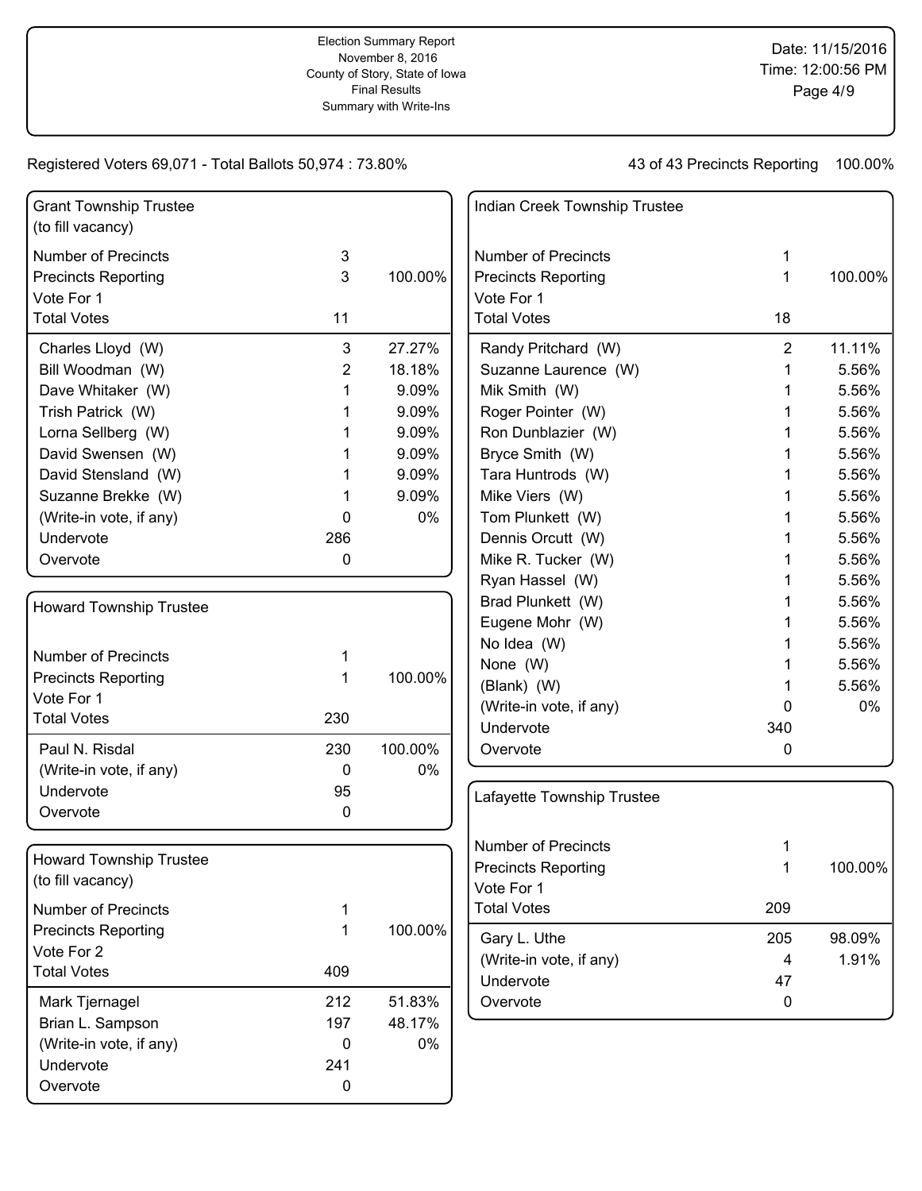Election Summary Report
November 8, 2016
County of Story, State of Iowa
Final Results
Summary with Write-Ins

Date: 11/15/2016
Time: 12:00:56 PM

Registered Voters 69,071 - Total Ballots 50,974 : 73.80%

43 of 43 Precincts Reporting 100.00%

## Grant Township Trustee (to fill vacancy)

| | | |
|---|---|---|
| Number of Precincts | 3 | |
| Precincts Reporting | 3 | 100.00% |
| Vote For 1 | | |
| Total Votes | 11 | |

| Candidate | Votes | Percent |
|---|---|---|
| Charles Lloyd (W) | 3 | 27.27% |
| Bill Woodman (W) | 2 | 18.18% |
| Dave Whitaker (W) | 1 | 9.09% |
| Trish Patrick (W) | 1 | 9.09% |
| Lorna Sellberg (W) | 1 | 9.09% |
| David Swensen (W) | 1 | 9.09% |
| David Stensland (W) | 1 | 9.09% |
| Suzanne Brekke (W) | 1 | 9.09% |
| (Write-in vote, if any) | 0 | 0% |
| Undervote | 286 | |
| Overvote | 0 | |

## Howard Township Trustee

| | | |
|---|---|---|
| Number of Precincts | 1 | |
| Precincts Reporting | 1 | 100.00% |
| Vote For 1 | | |
| Total Votes | 230 | |

| Candidate | Votes | Percent |
|---|---|---|
| Paul N. Risdal | 230 | 100.00% |
| (Write-in vote, if any) | 0 | 0% |
| Undervote | 95 | |
| Overvote | 0 | |

## Howard Township Trustee (to fill vacancy)

| | | |
|---|---|---|
| Number of Precincts | 1 | |
| Precincts Reporting | 1 | 100.00% |
| Vote For 2 | | |
| Total Votes | 409 | |

| Candidate | Votes | Percent |
|---|---|---|
| Mark Tjernagel | 212 | 51.83% |
| Brian L. Sampson | 197 | 48.17% |
| (Write-in vote, if any) | 0 | 0% |
| Undervote | 241 | |
| Overvote | 0 | |

## Indian Creek Township Trustee

| | | |
|---|---|---|
| Number of Precincts | 1 | |
| Precincts Reporting | 1 | 100.00% |
| Vote For 1 | | |
| Total Votes | 18 | |

| Candidate | Votes | Percent |
|---|---|---|
| Randy Pritchard (W) | 2 | 11.11% |
| Suzanne Laurence (W) | 1 | 5.56% |
| Mik Smith (W) | 1 | 5.56% |
| Roger Pointer (W) | 1 | 5.56% |
| Ron Dunblazier (W) | 1 | 5.56% |
| Bryce Smith (W) | 1 | 5.56% |
| Tara Huntrods (W) | 1 | 5.56% |
| Mike Viers (W) | 1 | 5.56% |
| Tom Plunkett (W) | 1 | 5.56% |
| Dennis Orcutt (W) | 1 | 5.56% |
| Mike R. Tucker (W) | 1 | 5.56% |
| Ryan Hassel (W) | 1 | 5.56% |
| Brad Plunkett (W) | 1 | 5.56% |
| Eugene Mohr (W) | 1 | 5.56% |
| No Idea (W) | 1 | 5.56% |
| None (W) | 1 | 5.56% |
| (Blank) (W) | 1 | 5.56% |
| (Write-in vote, if any) | 0 | 0% |
| Undervote | 340 | |
| Overvote | 0 | |

## Lafayette Township Trustee

| | | |
|---|---|---|
| Number of Precincts | 1 | |
| Precincts Reporting | 1 | 100.00% |
| Vote For 1 | | |
| Total Votes | 209 | |

| Candidate | Votes | Percent |
|---|---|---|
| Gary L. Uthe | 205 | 98.09% |
| (Write-in vote, if any) | 4 | 1.91% |
| Undervote | 47 | |
| Overvote | 0 | |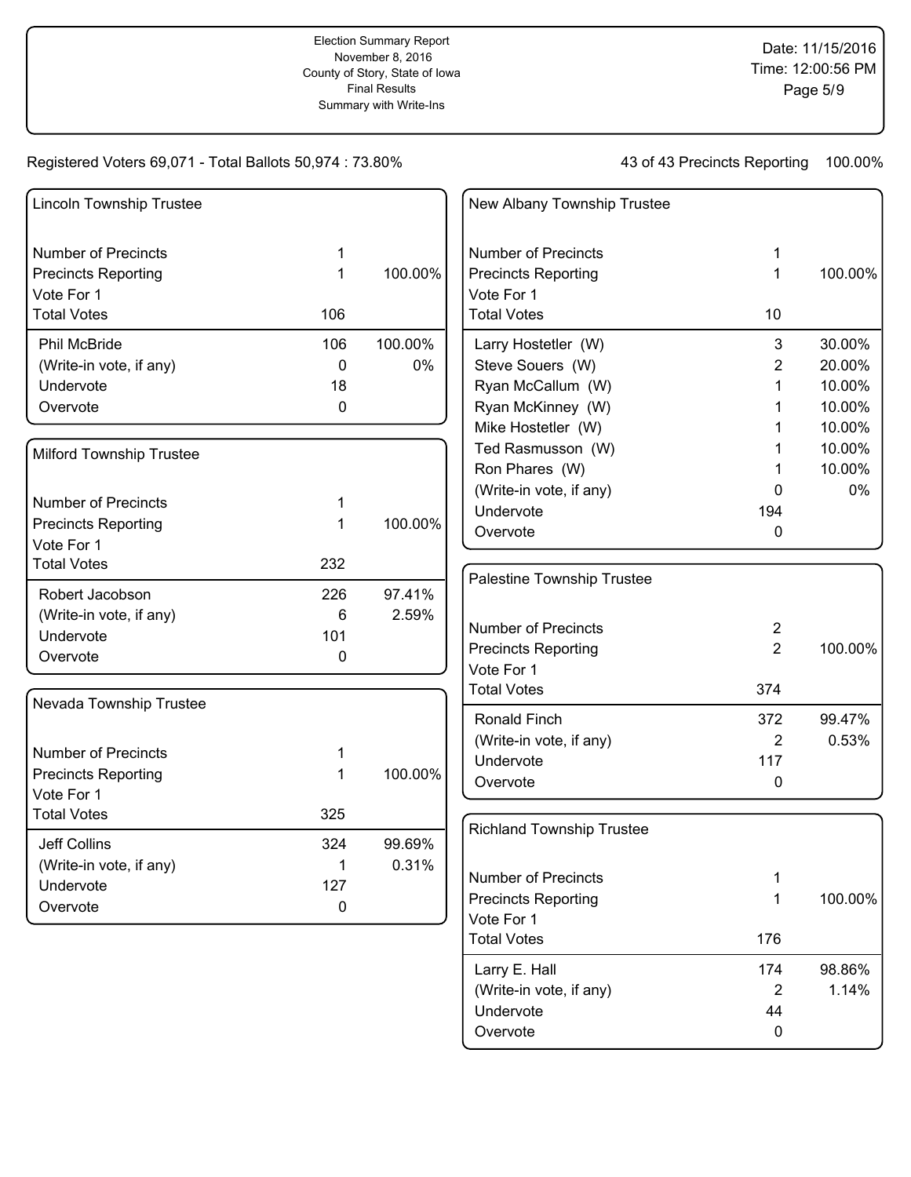Election Summary Report
November 8, 2016
County of Story, State of Iowa
Final Results
Summary with Write-Ins

Date: 11/15/2016
Time: 12:00:56 PM

Registered Voters 69,071 - Total Ballots 50,974 : 73.80%

43 of 43 Precincts Reporting 100.00%

## Lincoln Township Trustee

| | | |
|---|---|---|
| Number of Precincts | 1 | |
| Precincts Reporting | 1 | 100.00% |
| Vote For 1 | | |
| Total Votes | 106 | |
| Phil McBride | 106 | 100.00% |
| (Write-in vote, if any) | 0 | 0% |
| Undervote | 18 | |
| Overvote | 0 | |

## Milford Township Trustee

| | | |
|---|---|---|
| Number of Precincts | 1 | |
| Precincts Reporting | 1 | 100.00% |
| Vote For 1 | | |
| Total Votes | 232 | |
| Robert Jacobson | 226 | 97.41% |
| (Write-in vote, if any) | 6 | 2.59% |
| Undervote | 101 | |
| Overvote | 0 | |

## Nevada Township Trustee

| | | |
|---|---|---|
| Number of Precincts | 1 | |
| Precincts Reporting | 1 | 100.00% |
| Vote For 1 | | |
| Total Votes | 325 | |
| Jeff Collins | 324 | 99.69% |
| (Write-in vote, if any) | 1 | 0.31% |
| Undervote | 127 | |
| Overvote | 0 | |

## New Albany Township Trustee

| | | |
|---|---|---|
| Number of Precincts | 1 | |
| Precincts Reporting | 1 | 100.00% |
| Vote For 1 | | |
| Total Votes | 10 | |
| Larry Hostetler (W) | 3 | 30.00% |
| Steve Souers (W) | 2 | 20.00% |
| Ryan McCallum (W) | 1 | 10.00% |
| Ryan McKinney (W) | 1 | 10.00% |
| Mike Hostetler (W) | 1 | 10.00% |
| Ted Rasmusson (W) | 1 | 10.00% |
| Ron Phares (W) | 1 | 10.00% |
| (Write-in vote, if any) | 0 | 0% |
| Undervote | 194 | |
| Overvote | 0 | |

## Palestine Township Trustee

| | | |
|---|---|---|
| Number of Precincts | 2 | |
| Precincts Reporting | 2 | 100.00% |
| Vote For 1 | | |
| Total Votes | 374 | |
| Ronald Finch | 372 | 99.47% |
| (Write-in vote, if any) | 2 | 0.53% |
| Undervote | 117 | |
| Overvote | 0 | |

## Richland Township Trustee

| | | |
|---|---|---|
| Number of Precincts | 1 | |
| Precincts Reporting | 1 | 100.00% |
| Vote For 1 | | |
| Total Votes | 176 | |
| Larry E. Hall | 174 | 98.86% |
| (Write-in vote, if any) | 2 | 1.14% |
| Undervote | 44 | |
| Overvote | 0 | |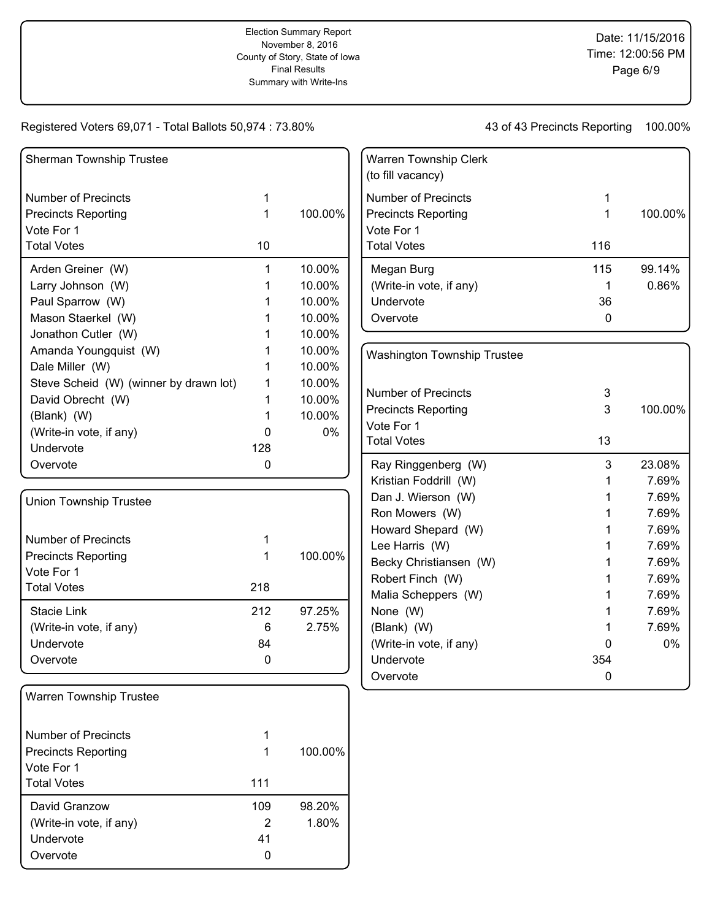Election Summary Report
November 8, 2016
County of Story, State of Iowa
Final Results
Summary with Write-Ins

Date: 11/15/2016
Time: 12:00:56 PM

Registered Voters 69,071 - Total Ballots 50,974 : 73.80%

43 of 43 Precincts Reporting 100.00%

## Sherman Township Trustee

| | | |
|---|---|---|
| Number of Precincts | 1 | |
| Precincts Reporting | 1 | 100.00% |
| Vote For 1 | | |
| Total Votes | 10 | |
| Arden Greiner (W) | 1 | 10.00% |
| Larry Johnson (W) | 1 | 10.00% |
| Paul Sparrow (W) | 1 | 10.00% |
| Mason Staerkel (W) | 1 | 10.00% |
| Jonathon Cutler (W) | 1 | 10.00% |
| Amanda Youngquist (W) | 1 | 10.00% |
| Dale Miller (W) | 1 | 10.00% |
| Steve Scheid (W) (winner by drawn lot) | 1 | 10.00% |
| David Obrecht (W) | 1 | 10.00% |
| (Blank) (W) | 1 | 10.00% |
| (Write-in vote, if any) | 0 | 0% |
| Undervote | 128 | |
| Overvote | 0 | |

## Union Township Trustee

| | | |
|---|---|---|
| Number of Precincts | 1 | |
| Precincts Reporting | 1 | 100.00% |
| Vote For 1 | | |
| Total Votes | 218 | |
| Stacie Link | 212 | 97.25% |
| (Write-in vote, if any) | 6 | 2.75% |
| Undervote | 84 | |
| Overvote | 0 | |

## Warren Township Trustee

| | | |
|---|---|---|
| Number of Precincts | 1 | |
| Precincts Reporting | 1 | 100.00% |
| Vote For 1 | | |
| Total Votes | 111 | |
| David Granzow | 109 | 98.20% |
| (Write-in vote, if any) | 2 | 1.80% |
| Undervote | 41 | |
| Overvote | 0 | |

## Warren Township Clerk (to fill vacancy)

| | | |
|---|---|---|
| Number of Precincts | 1 | |
| Precincts Reporting | 1 | 100.00% |
| Vote For 1 | | |
| Total Votes | 116 | |
| Megan Burg | 115 | 99.14% |
| (Write-in vote, if any) | 1 | 0.86% |
| Undervote | 36 | |
| Overvote | 0 | |

## Washington Township Trustee

| | | |
|---|---|---|
| Number of Precincts | 3 | |
| Precincts Reporting | 3 | 100.00% |
| Vote For 1 | | |
| Total Votes | 13 | |
| Ray Ringgenberg (W) | 3 | 23.08% |
| Kristian Foddrill (W) | 1 | 7.69% |
| Dan J. Wierson (W) | 1 | 7.69% |
| Ron Mowers (W) | 1 | 7.69% |
| Howard Shepard (W) | 1 | 7.69% |
| Lee Harris (W) | 1 | 7.69% |
| Becky Christiansen (W) | 1 | 7.69% |
| Robert Finch (W) | 1 | 7.69% |
| Malia Scheppers (W) | 1 | 7.69% |
| None (W) | 1 | 7.69% |
| (Blank) (W) | 1 | 7.69% |
| (Write-in vote, if any) | 0 | 0% |
| Undervote | 354 | |
| Overvote | 0 | |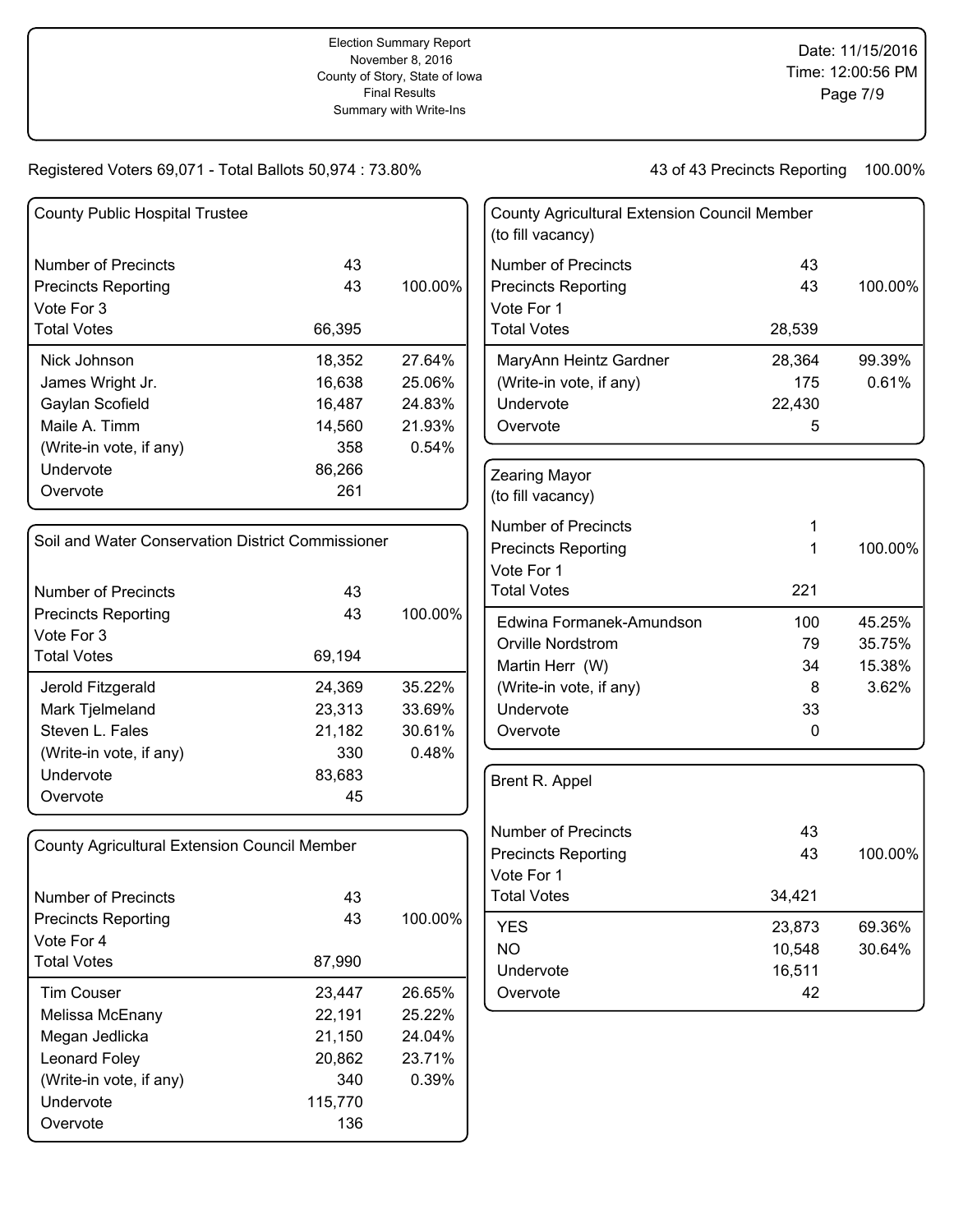Election Summary Report
November 8, 2016
County of Story, State of Iowa
Final Results
Summary with Write-Ins

Date: 11/15/2016
Time: 12:00:56 PM

Registered Voters 69,071 - Total Ballots 50,974 : 73.80%

43 of 43 Precincts Reporting 100.00%

## County Public Hospital Trustee

| | | |
|---|---|---|
| Number of Precincts | 43 | |
| Precincts Reporting | 43 | 100.00% |
| Vote For 3 | | |
| Total Votes | 66,395 | |
| Nick Johnson | 18,352 | 27.64% |
| James Wright Jr. | 16,638 | 25.06% |
| Gaylan Scofield | 16,487 | 24.83% |
| Maile A. Timm | 14,560 | 21.93% |
| (Write-in vote, if any) | 358 | 0.54% |
| Undervote | 86,266 | |
| Overvote | 261 | |

## Soil and Water Conservation District Commissioner

| | | |
|---|---|---|
| Number of Precincts | 43 | |
| Precincts Reporting | 43 | 100.00% |
| Vote For 3 | | |
| Total Votes | 69,194 | |
| Jerold Fitzgerald | 24,369 | 35.22% |
| Mark Tjelmeland | 23,313 | 33.69% |
| Steven L. Fales | 21,182 | 30.61% |
| (Write-in vote, if any) | 330 | 0.48% |
| Undervote | 83,683 | |
| Overvote | 45 | |

## County Agricultural Extension Council Member

| | | |
|---|---|---|
| Number of Precincts | 43 | |
| Precincts Reporting | 43 | 100.00% |
| Vote For 4 | | |
| Total Votes | 87,990 | |
| Tim Couser | 23,447 | 26.65% |
| Melissa McEnany | 22,191 | 25.22% |
| Megan Jedlicka | 21,150 | 24.04% |
| Leonard Foley | 20,862 | 23.71% |
| (Write-in vote, if any) | 340 | 0.39% |
| Undervote | 115,770 | |
| Overvote | 136 | |

## County Agricultural Extension Council Member (to fill vacancy)

| | | |
|---|---|---|
| Number of Precincts | 43 | |
| Precincts Reporting | 43 | 100.00% |
| Vote For 1 | | |
| Total Votes | 28,539 | |
| MaryAnn Heintz Gardner | 28,364 | 99.39% |
| (Write-in vote, if any) | 175 | 0.61% |
| Undervote | 22,430 | |
| Overvote | 5 | |

## Zearing Mayor (to fill vacancy)

| | | |
|---|---|---|
| Number of Precincts | 1 | |
| Precincts Reporting | 1 | 100.00% |
| Vote For 1 | | |
| Total Votes | 221 | |
| Edwina Formanek-Amundson | 100 | 45.25% |
| Orville Nordstrom | 79 | 35.75% |
| Martin Herr (W) | 34 | 15.38% |
| (Write-in vote, if any) | 8 | 3.62% |
| Undervote | 33 | |
| Overvote | 0 | |

## Brent R. Appel

| | | |
|---|---|---|
| Number of Precincts | 43 | |
| Precincts Reporting | 43 | 100.00% |
| Vote For 1 | | |
| Total Votes | 34,421 | |
| YES | 23,873 | 69.36% |
| NO | 10,548 | 30.64% |
| Undervote | 16,511 | |
| Overvote | 42 | |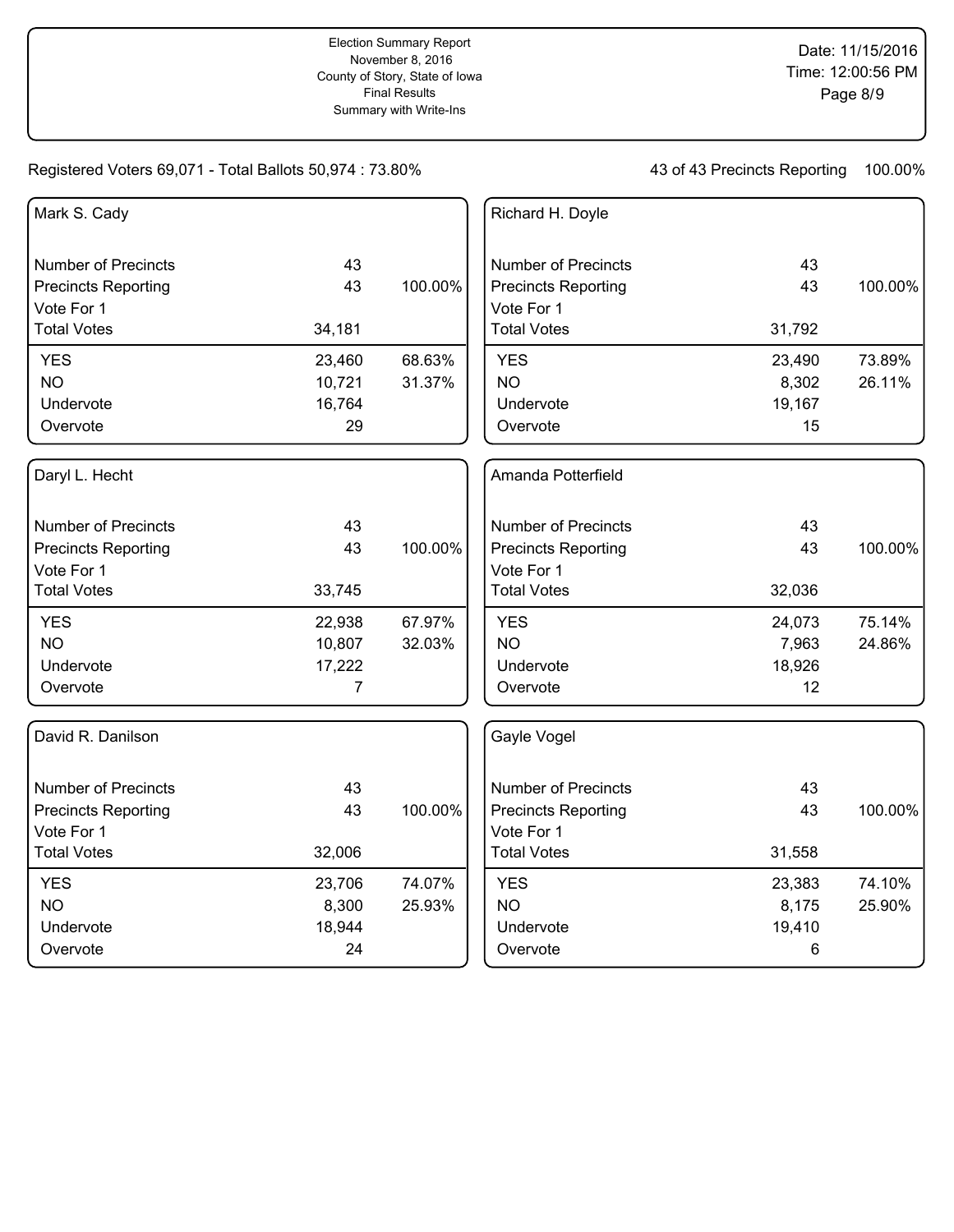Election Summary Report
November 8, 2016
County of Story, State of Iowa
Final Results
Summary with Write-Ins

Date: 11/15/2016
Time: 12:00:56 PM

Registered Voters 69,071 - Total Ballots 50,974 : 73.80%

43 of 43 Precincts Reporting 100.00%

### Mark S. Cady

| | | |
|---|---|---|
| Number of Precincts | 43 | |
| Precincts Reporting | 43 | 100.00% |
| Vote For 1 | | |
| Total Votes | 34,181 | |
| YES | 23,460 | 68.63% |
| NO | 10,721 | 31.37% |
| Undervote | 16,764 | |
| Overvote | 29 | |

### Richard H. Doyle

| | | |
|---|---|---|
| Number of Precincts | 43 | |
| Precincts Reporting | 43 | 100.00% |
| Vote For 1 | | |
| Total Votes | 31,792 | |
| YES | 23,490 | 73.89% |
| NO | 8,302 | 26.11% |
| Undervote | 19,167 | |
| Overvote | 15 | |

### Daryl L. Hecht

| | | |
|---|---|---|
| Number of Precincts | 43 | |
| Precincts Reporting | 43 | 100.00% |
| Vote For 1 | | |
| Total Votes | 33,745 | |
| YES | 22,938 | 67.97% |
| NO | 10,807 | 32.03% |
| Undervote | 17,222 | |
| Overvote | 7 | |

### Amanda Potterfield

| | | |
|---|---|---|
| Number of Precincts | 43 | |
| Precincts Reporting | 43 | 100.00% |
| Vote For 1 | | |
| Total Votes | 32,036 | |
| YES | 24,073 | 75.14% |
| NO | 7,963 | 24.86% |
| Undervote | 18,926 | |
| Overvote | 12 | |

### David R. Danilson

| | | |
|---|---|---|
| Number of Precincts | 43 | |
| Precincts Reporting | 43 | 100.00% |
| Vote For 1 | | |
| Total Votes | 32,006 | |
| YES | 23,706 | 74.07% |
| NO | 8,300 | 25.93% |
| Undervote | 18,944 | |
| Overvote | 24 | |

### Gayle Vogel

| | | |
|---|---|---|
| Number of Precincts | 43 | |
| Precincts Reporting | 43 | 100.00% |
| Vote For 1 | | |
| Total Votes | 31,558 | |
| YES | 23,383 | 74.10% |
| NO | 8,175 | 25.90% |
| Undervote | 19,410 | |
| Overvote | 6 | |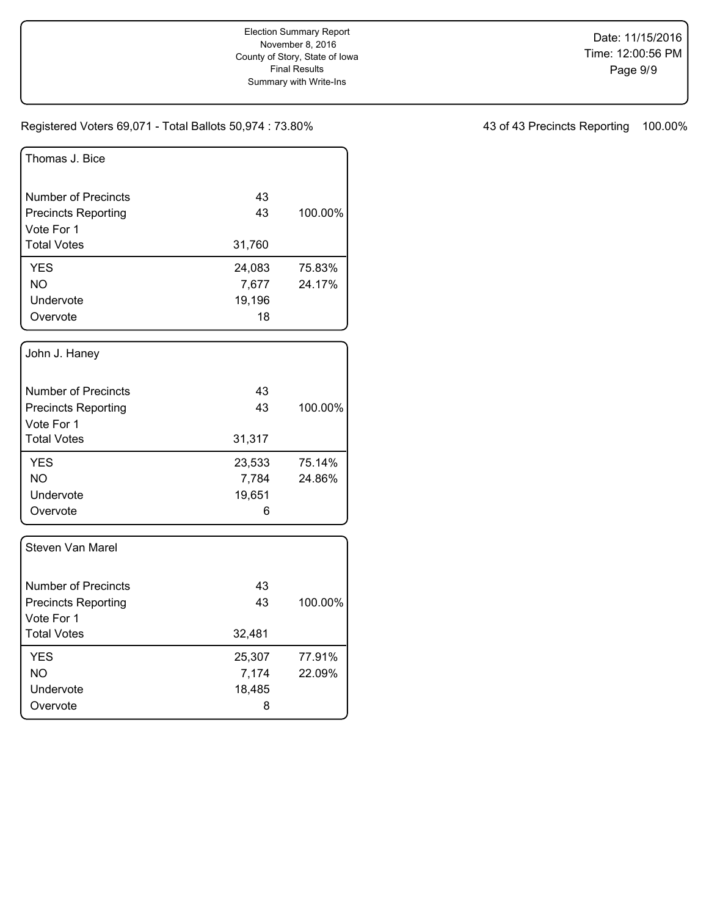Election Summary Report
November 8, 2016
County of Story, State of Iowa
Final Results
Summary with Write-Ins

Date: 11/15/2016
Time: 12:00:56 PM

Registered Voters 69,071 - Total Ballots 50,974 : 73.80%

43 of 43 Precincts Reporting 100.00%

### Thomas J. Bice

| | | |
|---|---|---|
| Number of Precincts | 43 | |
| Precincts Reporting | 43 | 100.00% |
| Vote For 1 | | |
| Total Votes | 31,760 | |
| YES | 24,083 | 75.83% |
| NO | 7,677 | 24.17% |
| Undervote | 19,196 | |
| Overvote | 18 | |

### John J. Haney

| | | |
|---|---|---|
| Number of Precincts | 43 | |
| Precincts Reporting | 43 | 100.00% |
| Vote For 1 | | |
| Total Votes | 31,317 | |
| YES | 23,533 | 75.14% |
| NO | 7,784 | 24.86% |
| Undervote | 19,651 | |
| Overvote | 6 | |

### Steven Van Marel

| | | |
|---|---|---|
| Number of Precincts | 43 | |
| Precincts Reporting | 43 | 100.00% |
| Vote For 1 | | |
| Total Votes | 32,481 | |
| YES | 25,307 | 77.91% |
| NO | 7,174 | 22.09% |
| Undervote | 18,485 | |
| Overvote | 8 | |